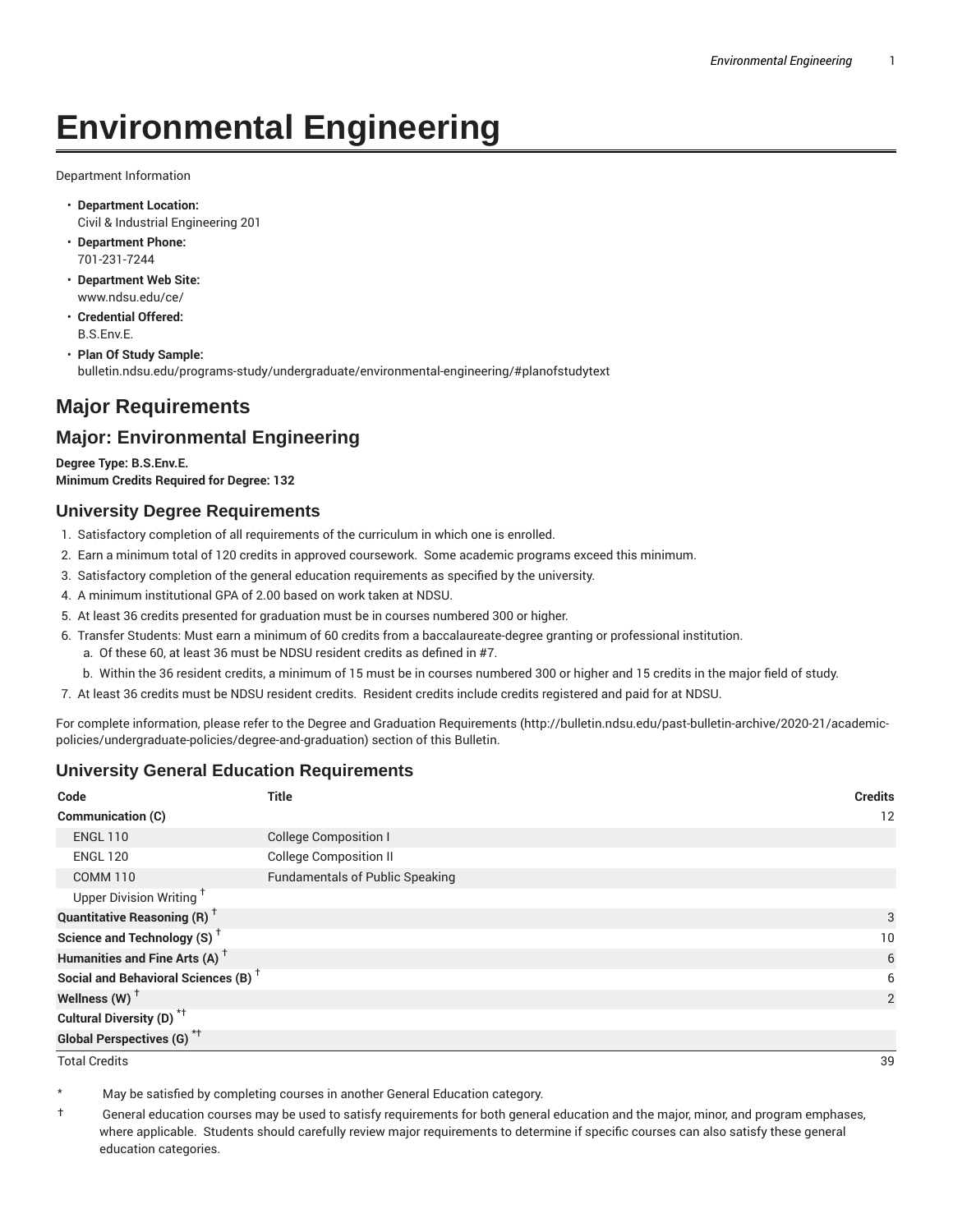# Environmental Engineering

Department Information

- **Department Location:**
  Civil & Industrial Engineering 201
- **Department Phone:**
  701-231-7244
- **Department Web Site:**
  www.ndsu.edu/ce/
- **Credential Offered:**
  B.S.Env.E.
- **Plan Of Study Sample:**
  bulletin.ndsu.edu/programs-study/undergraduate/environmental-engineering/#planofstudytext

## Major Requirements

## Major: Environmental Engineering

**Degree Type: B.S.Env.E.**
**Minimum Credits Required for Degree: 132**

### University Degree Requirements

1. Satisfactory completion of all requirements of the curriculum in which one is enrolled.
2. Earn a minimum total of 120 credits in approved coursework. Some academic programs exceed this minimum.
3. Satisfactory completion of the general education requirements as specified by the university.
4. A minimum institutional GPA of 2.00 based on work taken at NDSU.
5. At least 36 credits presented for graduation must be in courses numbered 300 or higher.
6. Transfer Students: Must earn a minimum of 60 credits from a baccalaureate-degree granting or professional institution.
   a. Of these 60, at least 36 must be NDSU resident credits as defined in #7.
   b. Within the 36 resident credits, a minimum of 15 must be in courses numbered 300 or higher and 15 credits in the major field of study.
7. At least 36 credits must be NDSU resident credits. Resident credits include credits registered and paid for at NDSU.

For complete information, please refer to the Degree and Graduation Requirements (http://bulletin.ndsu.edu/past-bulletin-archive/2020-21/academic-policies/undergraduate-policies/degree-and-graduation) section of this Bulletin.

### University General Education Requirements

| Code | Title | Credits |
|---|---|---|
| **Communication (C)** | | 12 |
| ENGL 110 | College Composition I | |
| ENGL 120 | College Composition II | |
| COMM 110 | Fundamentals of Public Speaking | |
| Upper Division Writing † | | |
| **Quantitative Reasoning (R) †** | | 3 |
| **Science and Technology (S) †** | | 10 |
| **Humanities and Fine Arts (A) †** | | 6 |
| **Social and Behavioral Sciences (B) †** | | 6 |
| **Wellness (W) †** | | 2 |
| **Cultural Diversity (D) *†** | | |
| **Global Perspectives (G) *†** | | |
| Total Credits | | 39 |

\* May be satisfied by completing courses in another General Education category.

† General education courses may be used to satisfy requirements for both general education and the major, minor, and program emphases, where applicable. Students should carefully review major requirements to determine if specific courses can also satisfy these general education categories.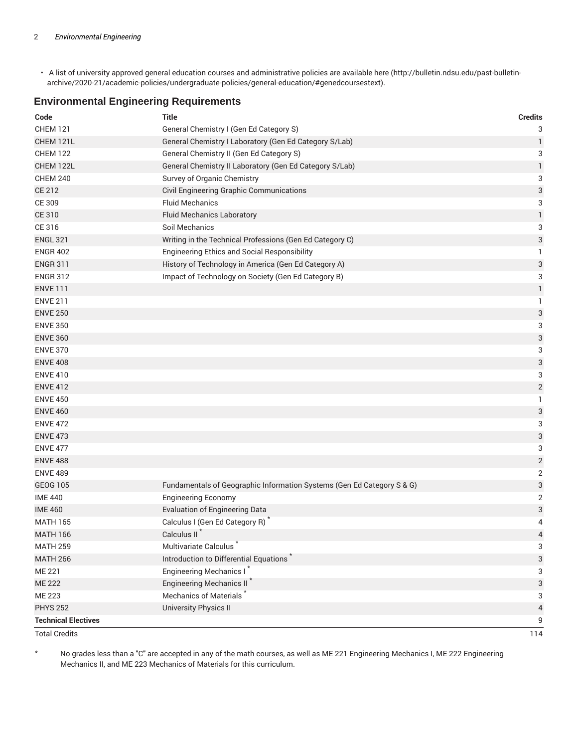- A list of university approved general education courses and administrative policies are available here (http://bulletin.ndsu.edu/past-bulletin-archive/2020-21/academic-policies/undergraduate-policies/general-education/#genedcoursestext).

## Environmental Engineering Requirements

| Code | Title | Credits |
|---|---|---|
| CHEM 121 | General Chemistry I (Gen Ed Category S) | 3 |
| CHEM 121L | General Chemistry I Laboratory (Gen Ed Category S/Lab) | 1 |
| CHEM 122 | General Chemistry II (Gen Ed Category S) | 3 |
| CHEM 122L | General Chemistry II Laboratory (Gen Ed Category S/Lab) | 1 |
| CHEM 240 | Survey of Organic Chemistry | 3 |
| CE 212 | Civil Engineering Graphic Communications | 3 |
| CE 309 | Fluid Mechanics | 3 |
| CE 310 | Fluid Mechanics Laboratory | 1 |
| CE 316 | Soil Mechanics | 3 |
| ENGL 321 | Writing in the Technical Professions (Gen Ed Category C) | 3 |
| ENGR 402 | Engineering Ethics and Social Responsibility | 1 |
| ENGR 311 | History of Technology in America (Gen Ed Category A) | 3 |
| ENGR 312 | Impact of Technology on Society (Gen Ed Category B) | 3 |
| ENVE 111 | | 1 |
| ENVE 211 | | 1 |
| ENVE 250 | | 3 |
| ENVE 350 | | 3 |
| ENVE 360 | | 3 |
| ENVE 370 | | 3 |
| ENVE 408 | | 3 |
| ENVE 410 | | 3 |
| ENVE 412 | | 2 |
| ENVE 450 | | 1 |
| ENVE 460 | | 3 |
| ENVE 472 | | 3 |
| ENVE 473 | | 3 |
| ENVE 477 | | 3 |
| ENVE 488 | | 2 |
| ENVE 489 | | 2 |
| GEOG 105 | Fundamentals of Geographic Information Systems (Gen Ed Category S & G) | 3 |
| IME 440 | Engineering Economy | 2 |
| IME 460 | Evaluation of Engineering Data | 3 |
| MATH 165 | Calculus I (Gen Ed Category R) * | 4 |
| MATH 166 | Calculus II * | 4 |
| MATH 259 | Multivariate Calculus * | 3 |
| MATH 266 | Introduction to Differential Equations * | 3 |
| ME 221 | Engineering Mechanics I * | 3 |
| ME 222 | Engineering Mechanics II * | 3 |
| ME 223 | Mechanics of Materials * | 3 |
| PHYS 252 | University Physics II | 4 |
| **Technical Electives** | | 9 |
| Total Credits | | 114 |

\* No grades less than a "C" are accepted in any of the math courses, as well as ME 221 Engineering Mechanics I, ME 222 Engineering Mechanics II, and ME 223 Mechanics of Materials for this curriculum.